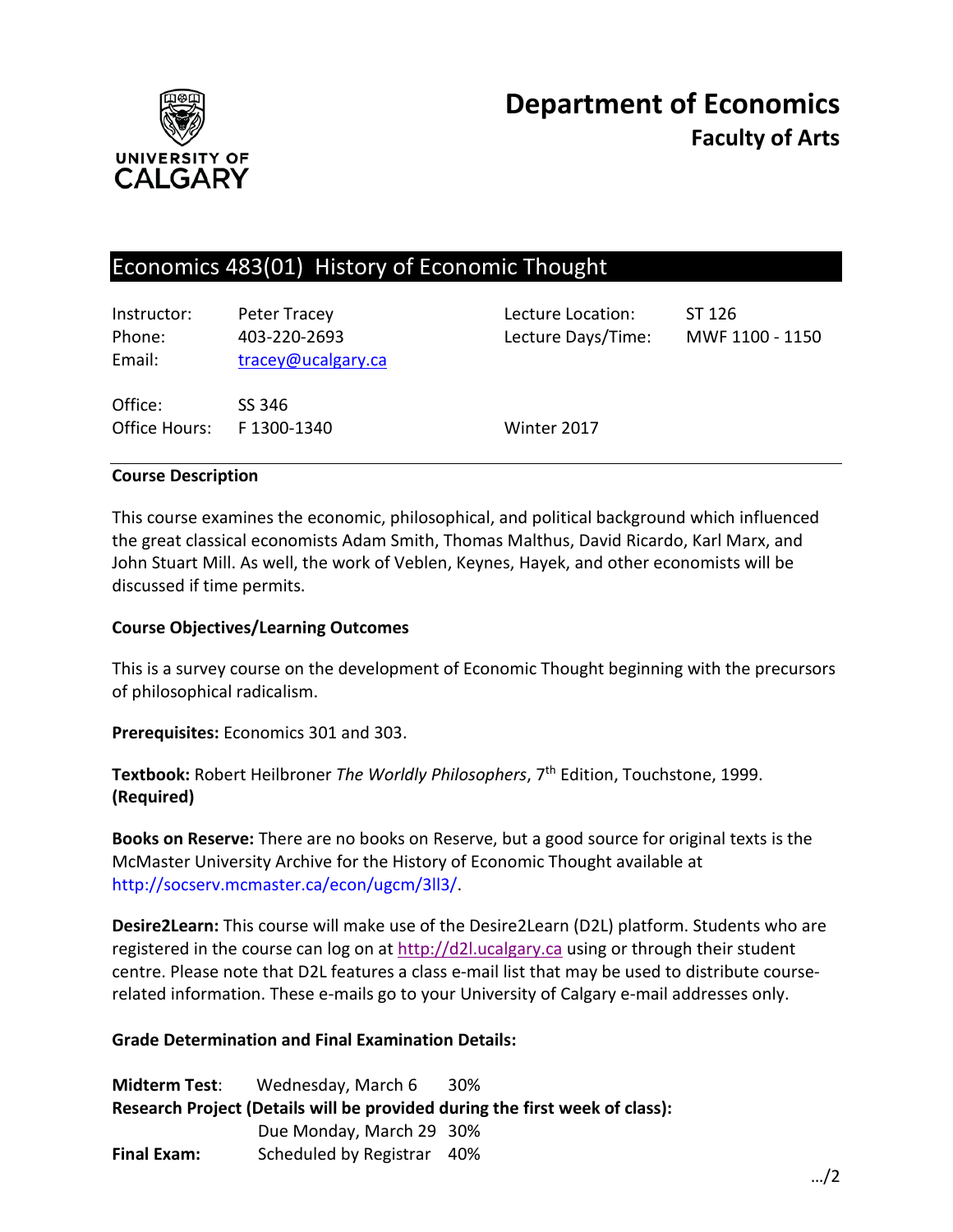UNIVERSITY OF CALGARY

# Department of Economics
## Faculty of Arts

# Economics 483(01) History of Economic Thought

| | | | |
|---|---|---|---|
| Instructor: | Peter Tracey | Lecture Location: | ST 126 |
| Phone: | 403-220-2693 | Lecture Days/Time: | MWF 1100 - 1150 |
| Email: | tracey@ucalgary.ca | | |
| Office: | SS 346 | | |
| Office Hours: | F 1300-1340 | Winter 2017 | |

**Course Description**

This course examines the economic, philosophical, and political background which influenced the great classical economists Adam Smith, Thomas Malthus, David Ricardo, Karl Marx, and John Stuart Mill. As well, the work of Veblen, Keynes, Hayek, and other economists will be discussed if time permits.

**Course Objectives/Learning Outcomes**

This is a survey course on the development of Economic Thought beginning with the precursors of philosophical radicalism.

**Prerequisites:** Economics 301 and 303.

**Textbook:** Robert Heilbroner *The Worldly Philosophers*, 7th Edition, Touchstone, 1999. **(Required)**

**Books on Reserve:** There are no books on Reserve, but a good source for original texts is the McMaster University Archive for the History of Economic Thought available at http://socserv.mcmaster.ca/econ/ugcm/3ll3/.

**Desire2Learn:** This course will make use of the Desire2Learn (D2L) platform. Students who are registered in the course can log on at http://d2l.ucalgary.ca using or through their student centre. Please note that D2L features a class e-mail list that may be used to distribute course-related information. These e-mails go to your University of Calgary e-mail addresses only.

**Grade Determination and Final Examination Details:**

**Midterm Test**: Wednesday, March 6 30%

**Research Project (Details will be provided during the first week of class):**
Due Monday, March 29 30%

**Final Exam:** Scheduled by Registrar 40%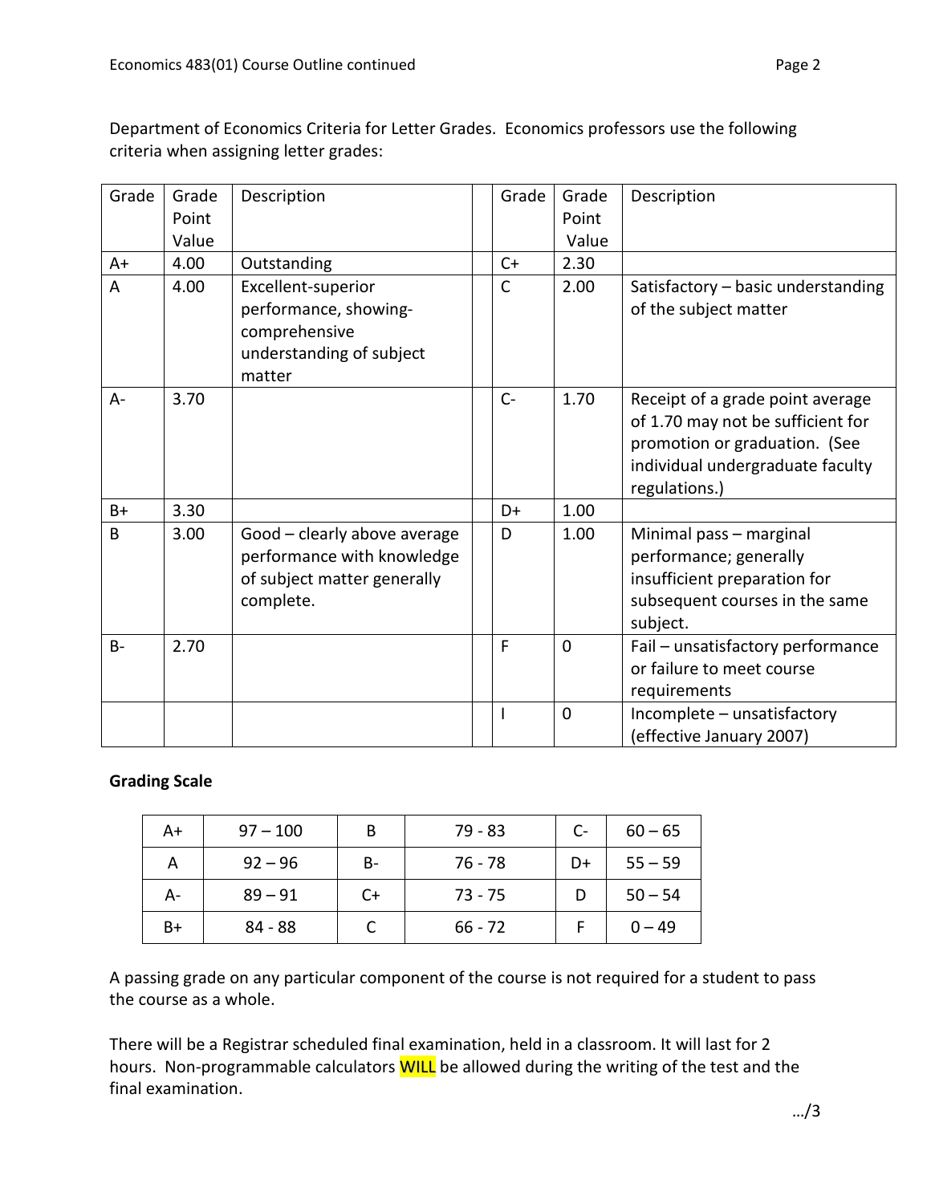Department of Economics Criteria for Letter Grades. Economics professors use the following criteria when assigning letter grades:

| Grade | Grade Point Value | Description | | Grade | Grade Point Value | Description |
|---|---|---|---|---|---|---|
| A+ | 4.00 | Outstanding | | C+ | 2.30 | |
| A | 4.00 | Excellent-superior performance, showing-comprehensive understanding of subject matter | | C | 2.00 | Satisfactory – basic understanding of the subject matter |
| A- | 3.70 | | | C- | 1.70 | Receipt of a grade point average of 1.70 may not be sufficient for promotion or graduation. (See individual undergraduate faculty regulations.) |
| B+ | 3.30 | | | D+ | 1.00 | |
| B | 3.00 | Good – clearly above average performance with knowledge of subject matter generally complete. | | D | 1.00 | Minimal pass – marginal performance; generally insufficient preparation for subsequent courses in the same subject. |
| B- | 2.70 | | | F | 0 | Fail – unsatisfactory performance or failure to meet course requirements |
| | | | | I | 0 | Incomplete – unsatisfactory (effective January 2007) |

**Grading Scale**

| | | | | | |
|---|---|---|---|---|---|
| A+ | 97 – 100 | B | 79 - 83 | C- | 60 – 65 |
| A | 92 – 96 | B- | 76 - 78 | D+ | 55 – 59 |
| A- | 89 – 91 | C+ | 73 - 75 | D | 50 – 54 |
| B+ | 84 - 88 | C | 66 - 72 | F | 0 – 49 |

A passing grade on any particular component of the course is not required for a student to pass the course as a whole.

There will be a Registrar scheduled final examination, held in a classroom. It will last for 2 hours. Non-programmable calculators WILL be allowed during the writing of the test and the final examination.

…/3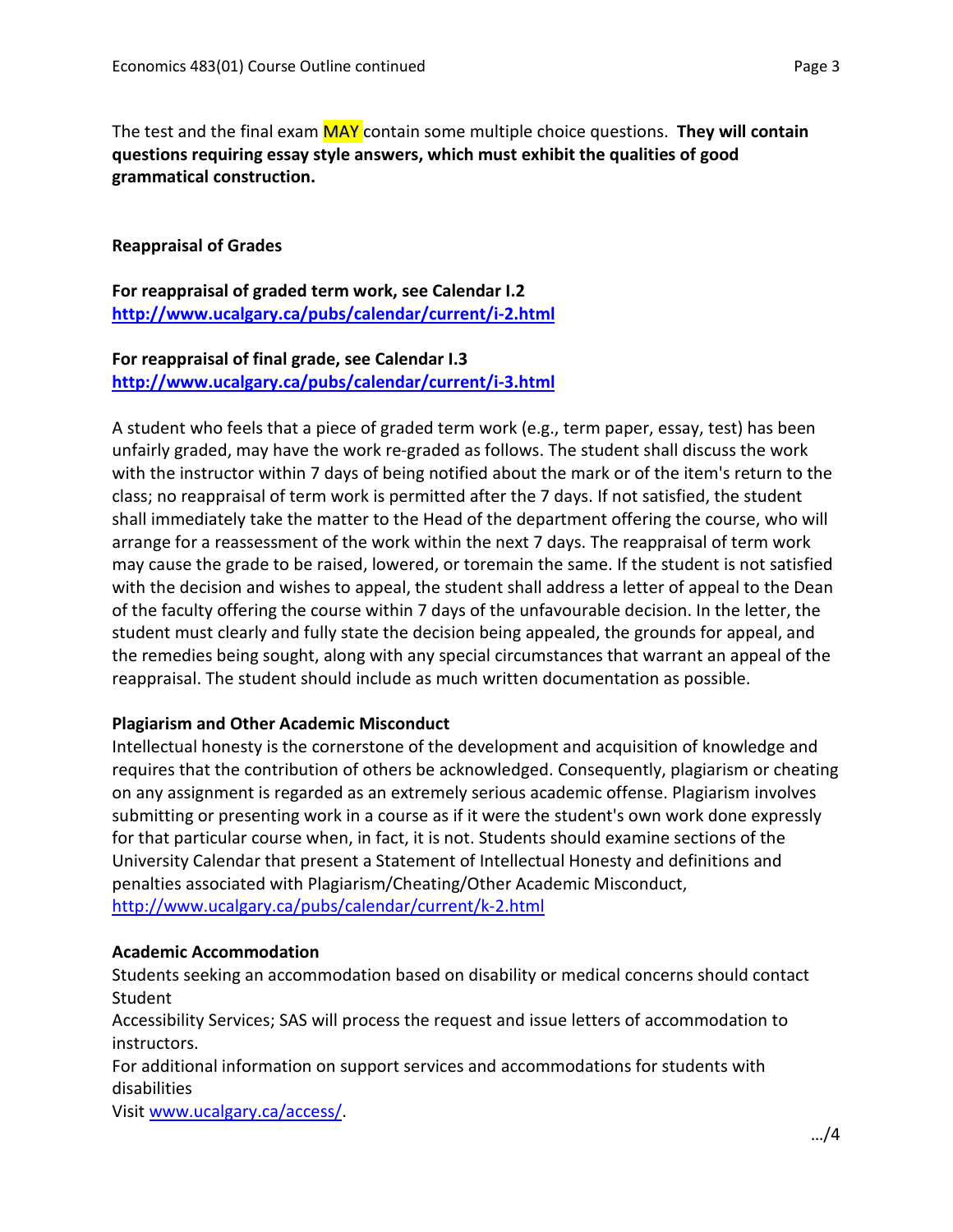The test and the final exam MAY contain some multiple choice questions. **They will contain questions requiring essay style answers, which must exhibit the qualities of good grammatical construction.**

**Reappraisal of Grades**

**For reappraisal of graded term work, see Calendar I.2**
**http://www.ucalgary.ca/pubs/calendar/current/i-2.html**

**For reappraisal of final grade, see Calendar I.3**
**http://www.ucalgary.ca/pubs/calendar/current/i-3.html**

A student who feels that a piece of graded term work (e.g., term paper, essay, test) has been unfairly graded, may have the work re-graded as follows. The student shall discuss the work with the instructor within 7 days of being notified about the mark or of the item's return to the class; no reappraisal of term work is permitted after the 7 days. If not satisfied, the student shall immediately take the matter to the Head of the department offering the course, who will arrange for a reassessment of the work within the next 7 days. The reappraisal of term work may cause the grade to be raised, lowered, or toremain the same. If the student is not satisfied with the decision and wishes to appeal, the student shall address a letter of appeal to the Dean of the faculty offering the course within 7 days of the unfavourable decision. In the letter, the student must clearly and fully state the decision being appealed, the grounds for appeal, and the remedies being sought, along with any special circumstances that warrant an appeal of the reappraisal. The student should include as much written documentation as possible.

**Plagiarism and Other Academic Misconduct**
Intellectual honesty is the cornerstone of the development and acquisition of knowledge and requires that the contribution of others be acknowledged. Consequently, plagiarism or cheating on any assignment is regarded as an extremely serious academic offense. Plagiarism involves submitting or presenting work in a course as if it were the student's own work done expressly for that particular course when, in fact, it is not. Students should examine sections of the University Calendar that present a Statement of Intellectual Honesty and definitions and penalties associated with Plagiarism/Cheating/Other Academic Misconduct, http://www.ucalgary.ca/pubs/calendar/current/k-2.html

**Academic Accommodation**
Students seeking an accommodation based on disability or medical concerns should contact Student
Accessibility Services; SAS will process the request and issue letters of accommodation to instructors.
For additional information on support services and accommodations for students with disabilities
Visit www.ucalgary.ca/access/.

…/4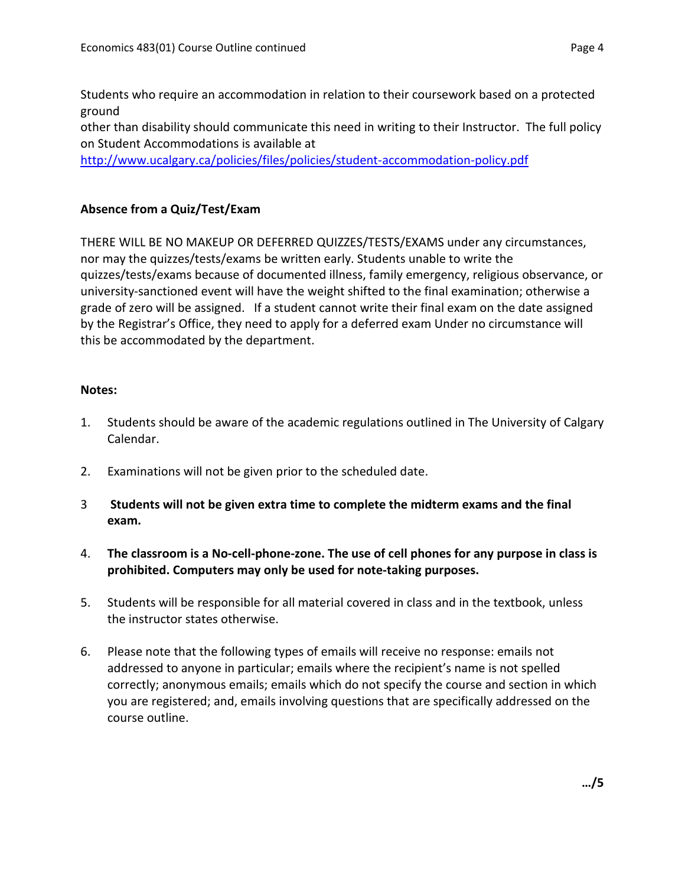Students who require an accommodation in relation to their coursework based on a protected ground other than disability should communicate this need in writing to their Instructor. The full policy on Student Accommodations is available at http://www.ucalgary.ca/policies/files/policies/student-accommodation-policy.pdf

**Absence from a Quiz/Test/Exam**

THERE WILL BE NO MAKEUP OR DEFERRED QUIZZES/TESTS/EXAMS under any circumstances, nor may the quizzes/tests/exams be written early. Students unable to write the quizzes/tests/exams because of documented illness, family emergency, religious observance, or university-sanctioned event will have the weight shifted to the final examination; otherwise a grade of zero will be assigned. If a student cannot write their final exam on the date assigned by the Registrar's Office, they need to apply for a deferred exam Under no circumstance will this be accommodated by the department.

**Notes:**

1. Students should be aware of the academic regulations outlined in The University of Calgary Calendar.
2. Examinations will not be given prior to the scheduled date.
3. **Students will not be given extra time to complete the midterm exams and the final exam.**
4. **The classroom is a No-cell-phone-zone. The use of cell phones for any purpose in class is prohibited. Computers may only be used for note-taking purposes.**
5. Students will be responsible for all material covered in class and in the textbook, unless the instructor states otherwise.
6. Please note that the following types of emails will receive no response: emails not addressed to anyone in particular; emails where the recipient's name is not spelled correctly; anonymous emails; emails which do not specify the course and section in which you are registered; and, emails involving questions that are specifically addressed on the course outline.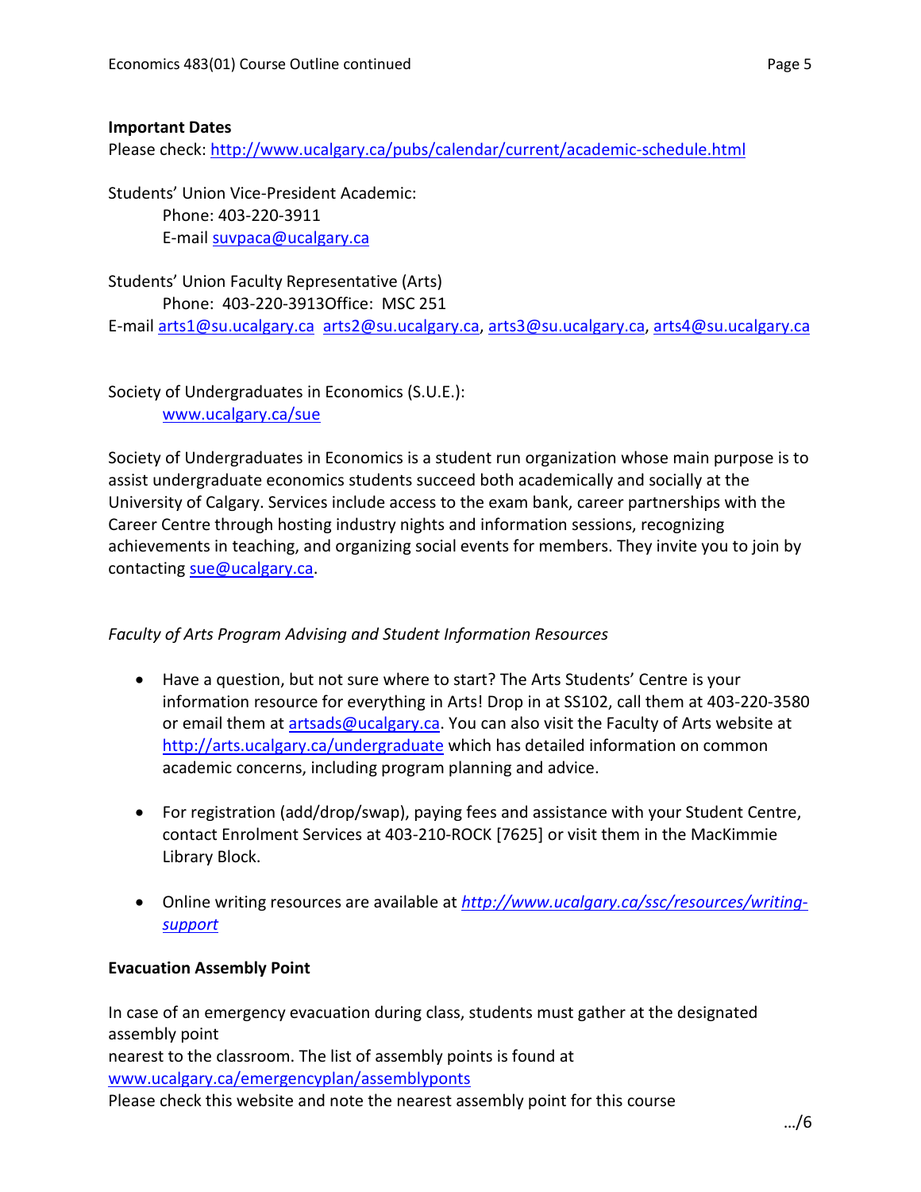**Important Dates**

Please check: http://www.ucalgary.ca/pubs/calendar/current/academic-schedule.html

Students' Union Vice-President Academic:
Phone: 403-220-3911
E-mail suvpaca@ucalgary.ca

Students' Union Faculty Representative (Arts)
Phone: 403-220-3913Office: MSC 251
E-mail arts1@su.ucalgary.ca arts2@su.ucalgary.ca, arts3@su.ucalgary.ca, arts4@su.ucalgary.ca

Society of Undergraduates in Economics (S.U.E.):
www.ucalgary.ca/sue

Society of Undergraduates in Economics is a student run organization whose main purpose is to assist undergraduate economics students succeed both academically and socially at the University of Calgary. Services include access to the exam bank, career partnerships with the Career Centre through hosting industry nights and information sessions, recognizing achievements in teaching, and organizing social events for members. They invite you to join by contacting sue@ucalgary.ca.

*Faculty of Arts Program Advising and Student Information Resources*

- Have a question, but not sure where to start? The Arts Students' Centre is your information resource for everything in Arts! Drop in at SS102, call them at 403-220-3580 or email them at artsads@ucalgary.ca. You can also visit the Faculty of Arts website at http://arts.ucalgary.ca/undergraduate which has detailed information on common academic concerns, including program planning and advice.

- For registration (add/drop/swap), paying fees and assistance with your Student Centre, contact Enrolment Services at 403-210-ROCK [7625] or visit them in the MacKimmie Library Block.

- Online writing resources are available at *http://www.ucalgary.ca/ssc/resources/writing-support*

**Evacuation Assembly Point**

In case of an emergency evacuation during class, students must gather at the designated assembly point
nearest to the classroom. The list of assembly points is found at
www.ucalgary.ca/emergencyplan/assemblypoints
Please check this website and note the nearest assembly point for this course

…/6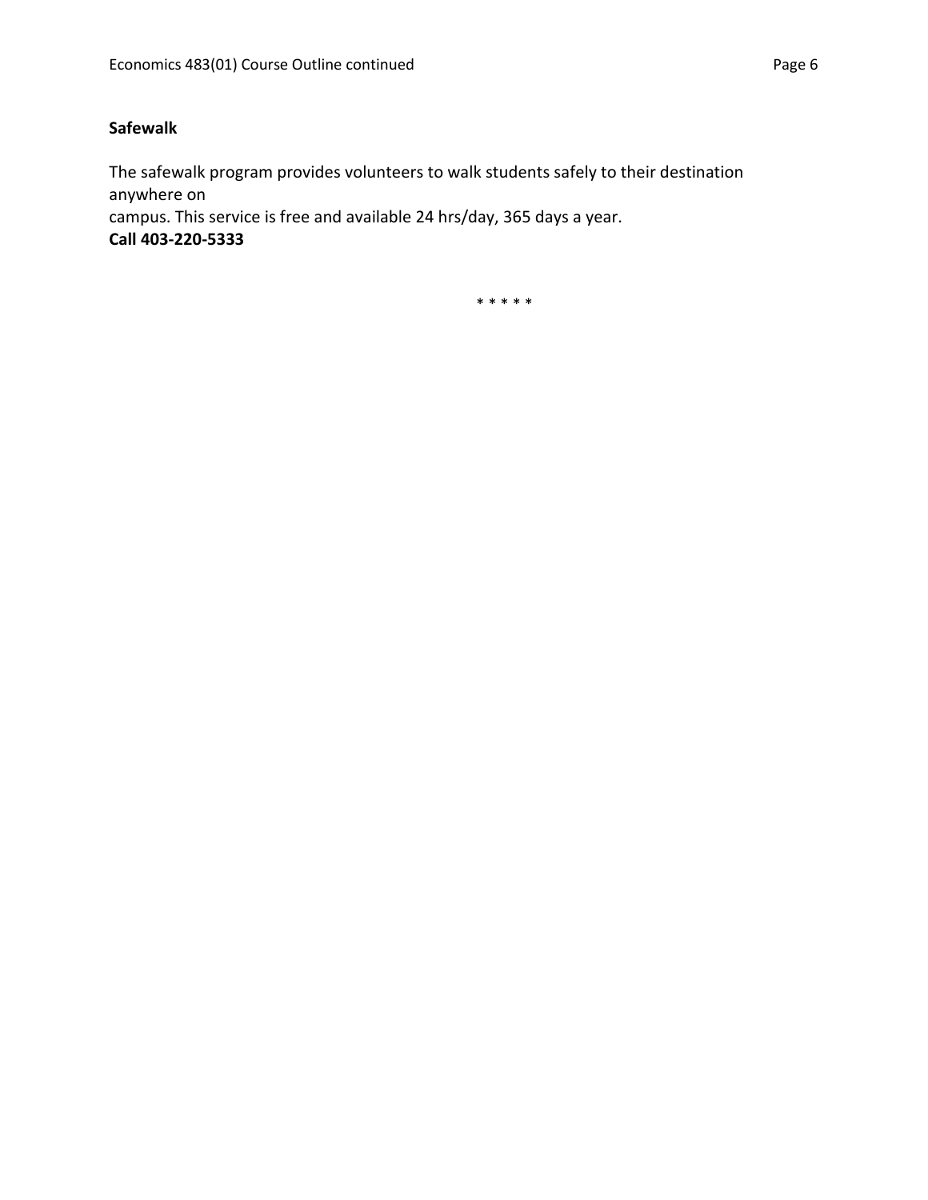**Safewalk**

The safewalk program provides volunteers to walk students safely to their destination anywhere on campus. This service is free and available 24 hrs/day, 365 days a year.
**Call 403-220-5333**

\* \* \* \* \*